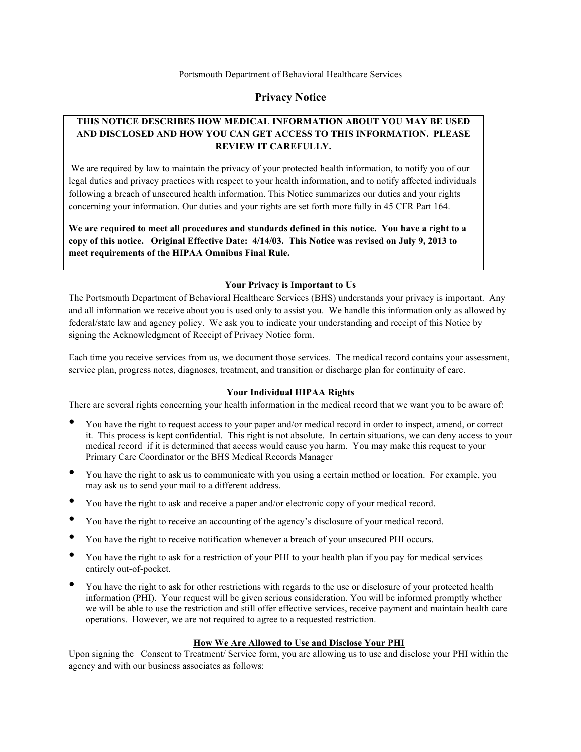Portsmouth Department of Behavioral Healthcare Services

# Privacy Notice

**THIS NOTICE DESCRIBES HOW MEDICAL INFORMATION ABOUT YOU MAY BE USED AND DISCLOSED AND HOW YOU CAN GET ACCESS TO THIS INFORMATION. PLEASE REVIEW IT CAREFULLY.**

We are required by law to maintain the privacy of your protected health information, to notify you of our legal duties and privacy practices with respect to your health information, and to notify affected individuals following a breach of unsecured health information. This Notice summarizes our duties and your rights concerning your information. Our duties and your rights are set forth more fully in 45 CFR Part 164.

**We are required to meet all procedures and standards defined in this notice. You have a right to a copy of this notice. Original Effective Date: 4/14/03. This Notice was revised on July 9, 2013 to meet requirements of the HIPAA Omnibus Final Rule.**

## Your Privacy is Important to Us

The Portsmouth Department of Behavioral Healthcare Services (BHS) understands your privacy is important. Any and all information we receive about you is used only to assist you. We handle this information only as allowed by federal/state law and agency policy. We ask you to indicate your understanding and receipt of this Notice by signing the Acknowledgment of Receipt of Privacy Notice form.

Each time you receive services from us, we document those services. The medical record contains your assessment, service plan, progress notes, diagnoses, treatment, and transition or discharge plan for continuity of care.

## Your Individual HIPAA Rights

There are several rights concerning your health information in the medical record that we want you to be aware of:

- You have the right to request access to your paper and/or medical record in order to inspect, amend, or correct it. This process is kept confidential. This right is not absolute. In certain situations, we can deny access to your medical record if it is determined that access would cause you harm. You may make this request to your Primary Care Coordinator or the BHS Medical Records Manager
- You have the right to ask us to communicate with you using a certain method or location. For example, you may ask us to send your mail to a different address.
- You have the right to ask and receive a paper and/or electronic copy of your medical record.
- You have the right to receive an accounting of the agency's disclosure of your medical record.
- You have the right to receive notification whenever a breach of your unsecured PHI occurs.
- You have the right to ask for a restriction of your PHI to your health plan if you pay for medical services entirely out-of-pocket.
- You have the right to ask for other restrictions with regards to the use or disclosure of your protected health information (PHI). Your request will be given serious consideration. You will be informed promptly whether we will be able to use the restriction and still offer effective services, receive payment and maintain health care operations. However, we are not required to agree to a requested restriction.

## How We Are Allowed to Use and Disclose Your PHI

Upon signing the Consent to Treatment/ Service form, you are allowing us to use and disclose your PHI within the agency and with our business associates as follows: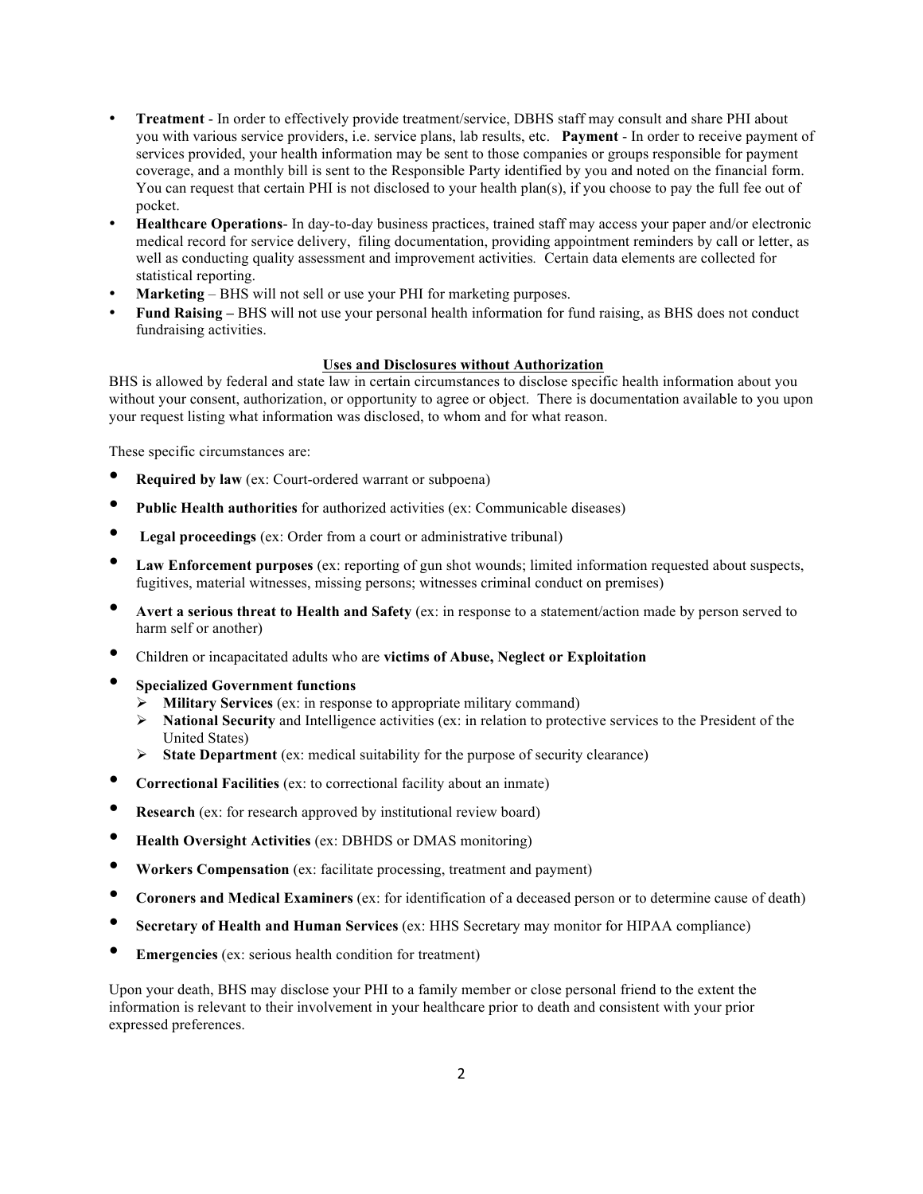- **Treatment** - In order to effectively provide treatment/service, DBHS staff may consult and share PHI about you with various service providers, i.e. service plans, lab results, etc. **Payment** - In order to receive payment of services provided, your health information may be sent to those companies or groups responsible for payment coverage, and a monthly bill is sent to the Responsible Party identified by you and noted on the financial form. You can request that certain PHI is not disclosed to your health plan(s), if you choose to pay the full fee out of pocket.
- **Healthcare Operations**- In day-to-day business practices, trained staff may access your paper and/or electronic medical record for service delivery, filing documentation, providing appointment reminders by call or letter, as well as conducting quality assessment and improvement activities. Certain data elements are collected for statistical reporting.
- **Marketing** – BHS will not sell or use your PHI for marketing purposes.
- **Fund Raising –** BHS will not use your personal health information for fund raising, as BHS does not conduct fundraising activities.

**Uses and Disclosures without Authorization**

BHS is allowed by federal and state law in certain circumstances to disclose specific health information about you without your consent, authorization, or opportunity to agree or object. There is documentation available to you upon your request listing what information was disclosed, to whom and for what reason.

These specific circumstances are:

- **Required by law** (ex: Court-ordered warrant or subpoena)
- **Public Health authorities** for authorized activities (ex: Communicable diseases)
- **Legal proceedings** (ex: Order from a court or administrative tribunal)
- **Law Enforcement purposes** (ex: reporting of gun shot wounds; limited information requested about suspects, fugitives, material witnesses, missing persons; witnesses criminal conduct on premises)
- **Avert a serious threat to Health and Safety** (ex: in response to a statement/action made by person served to harm self or another)
- Children or incapacitated adults who are **victims of Abuse, Neglect or Exploitation**
- **Specialized Government functions**
  - **Military Services** (ex: in response to appropriate military command)
  - **National Security** and Intelligence activities (ex: in relation to protective services to the President of the United States)
  - **State Department** (ex: medical suitability for the purpose of security clearance)
- **Correctional Facilities** (ex: to correctional facility about an inmate)
- **Research** (ex: for research approved by institutional review board)
- **Health Oversight Activities** (ex: DBHDS or DMAS monitoring)
- **Workers Compensation** (ex: facilitate processing, treatment and payment)
- **Coroners and Medical Examiners** (ex: for identification of a deceased person or to determine cause of death)
- **Secretary of Health and Human Services** (ex: HHS Secretary may monitor for HIPAA compliance)
- **Emergencies** (ex: serious health condition for treatment)

Upon your death, BHS may disclose your PHI to a family member or close personal friend to the extent the information is relevant to their involvement in your healthcare prior to death and consistent with your prior expressed preferences.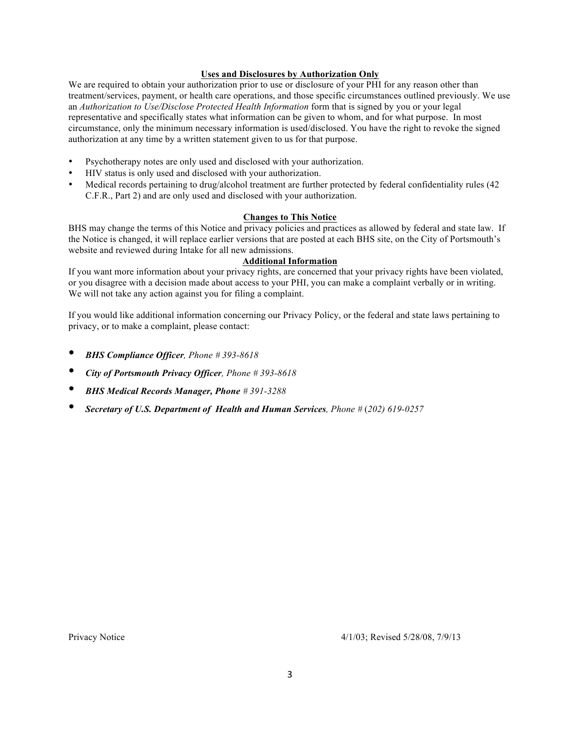## Uses and Disclosures by Authorization Only

We are required to obtain your authorization prior to use or disclosure of your PHI for any reason other than treatment/services, payment, or health care operations, and those specific circumstances outlined previously. We use an *Authorization to Use/Disclose Protected Health Information* form that is signed by you or your legal representative and specifically states what information can be given to whom, and for what purpose. In most circumstance, only the minimum necessary information is used/disclosed. You have the right to revoke the signed authorization at any time by a written statement given to us for that purpose.

- Psychotherapy notes are only used and disclosed with your authorization.
- HIV status is only used and disclosed with your authorization.
- Medical records pertaining to drug/alcohol treatment are further protected by federal confidentiality rules (42 C.F.R., Part 2) and are only used and disclosed with your authorization.

## Changes to This Notice

BHS may change the terms of this Notice and privacy policies and practices as allowed by federal and state law. If the Notice is changed, it will replace earlier versions that are posted at each BHS site, on the City of Portsmouth's website and reviewed during Intake for all new admissions.

## Additional Information

If you want more information about your privacy rights, are concerned that your privacy rights have been violated, or you disagree with a decision made about access to your PHI, you can make a complaint verbally or in writing. We will not take any action against you for filing a complaint.

If you would like additional information concerning our Privacy Policy, or the federal and state laws pertaining to privacy, or to make a complaint, please contact:

- ***BHS Compliance Officer**, Phone # 393-8618*
- ***City of Portsmouth Privacy Officer**, Phone # 393-8618*
- ***BHS Medical Records Manager, Phone** # 391-3288*
- ***Secretary of U.S. Department of Health and Human Services**, Phone # (202) 619-0257*

Privacy Notice 4/1/03; Revised 5/28/08, 7/9/13